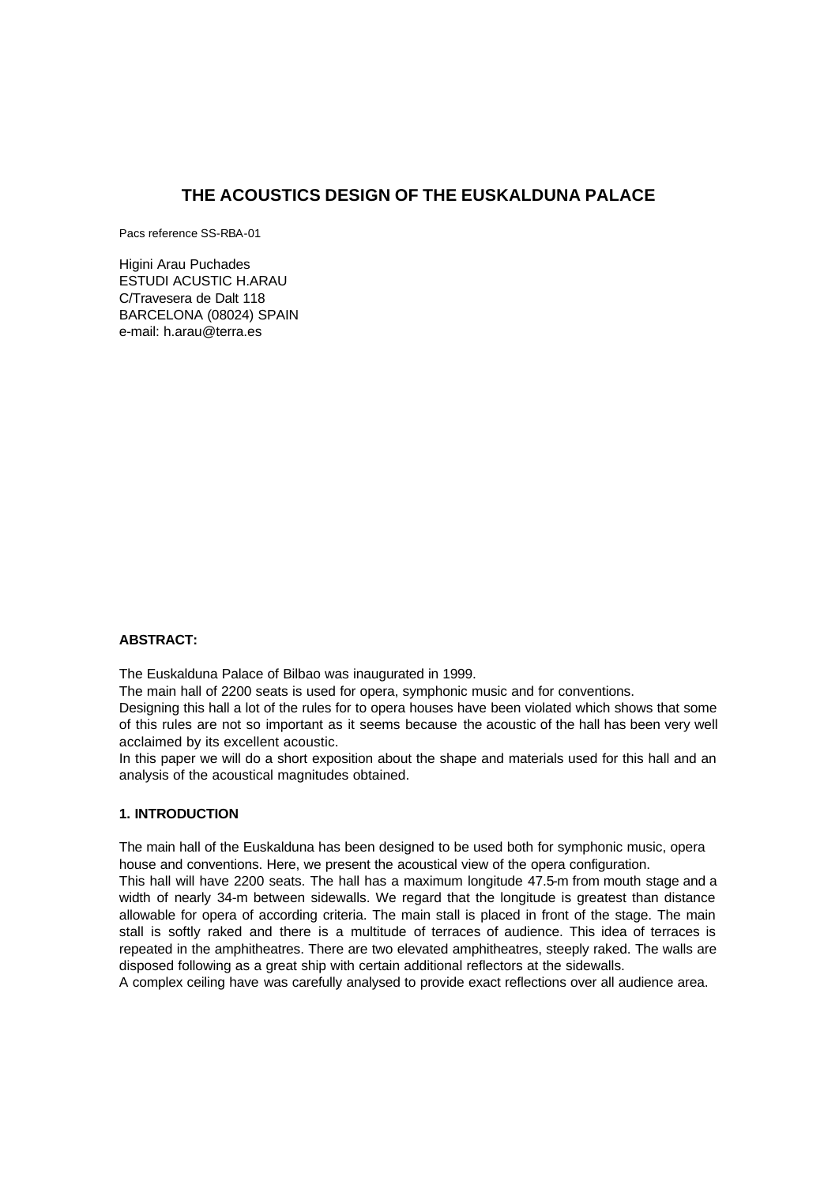# THE ACOUSTICS DESIGN OF THE EUSKALDUNA PALACE

Pacs reference SS-RBA-01

Higini Arau Puchades
ESTUDI ACUSTIC H.ARAU
C/Travesera de Dalt 118
BARCELONA (08024) SPAIN
e-mail: h.arau@terra.es

**ABSTRACT:**

The Euskalduna Palace of Bilbao was inaugurated in 1999.
The main hall of 2200 seats is used for opera, symphonic music and for conventions.
Designing this hall a lot of the rules for to opera houses have been violated which shows that some of this rules are not so important as it seems because the acoustic of the hall has been very well acclaimed by its excellent acoustic.
In this paper we will do a short exposition about the shape and materials used for this hall and an analysis of the acoustical magnitudes obtained.

## 1. INTRODUCTION

The main hall of the Euskalduna has been designed to be used both for symphonic music, opera house and conventions. Here, we present the acoustical view of the opera configuration.
This hall will have 2200 seats. The hall has a maximum longitude 47.5-m from mouth stage and a width of nearly 34-m between sidewalls. We regard that the longitude is greatest than distance allowable for opera of according criteria. The main stall is placed in front of the stage. The main stall is softly raked and there is a multitude of terraces of audience. This idea of terraces is repeated in the amphitheatres. There are two elevated amphitheatres, steeply raked. The walls are disposed following as a great ship with certain additional reflectors at the sidewalls.
A complex ceiling have was carefully analysed to provide exact reflections over all audience area.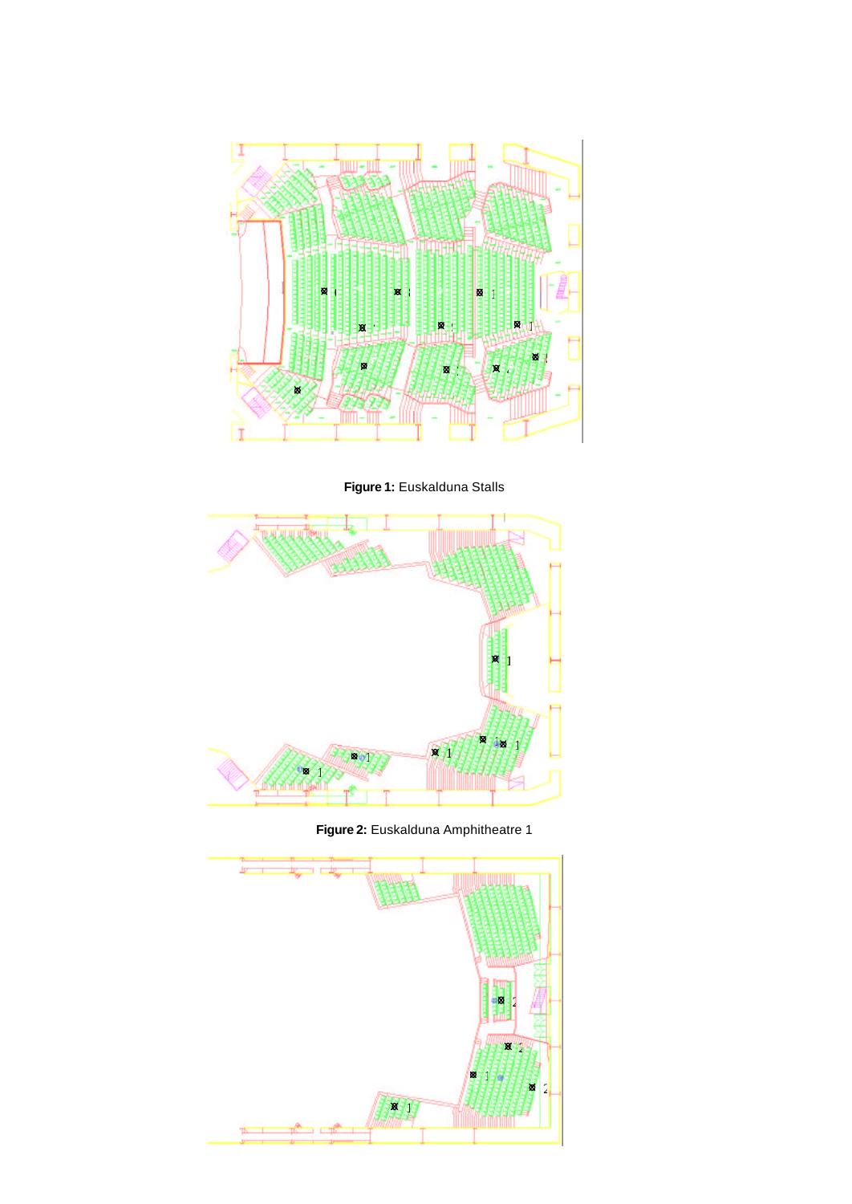**Figure 1:** Euskalduna Stalls

**Figure 2:** Euskalduna Amphitheatre 1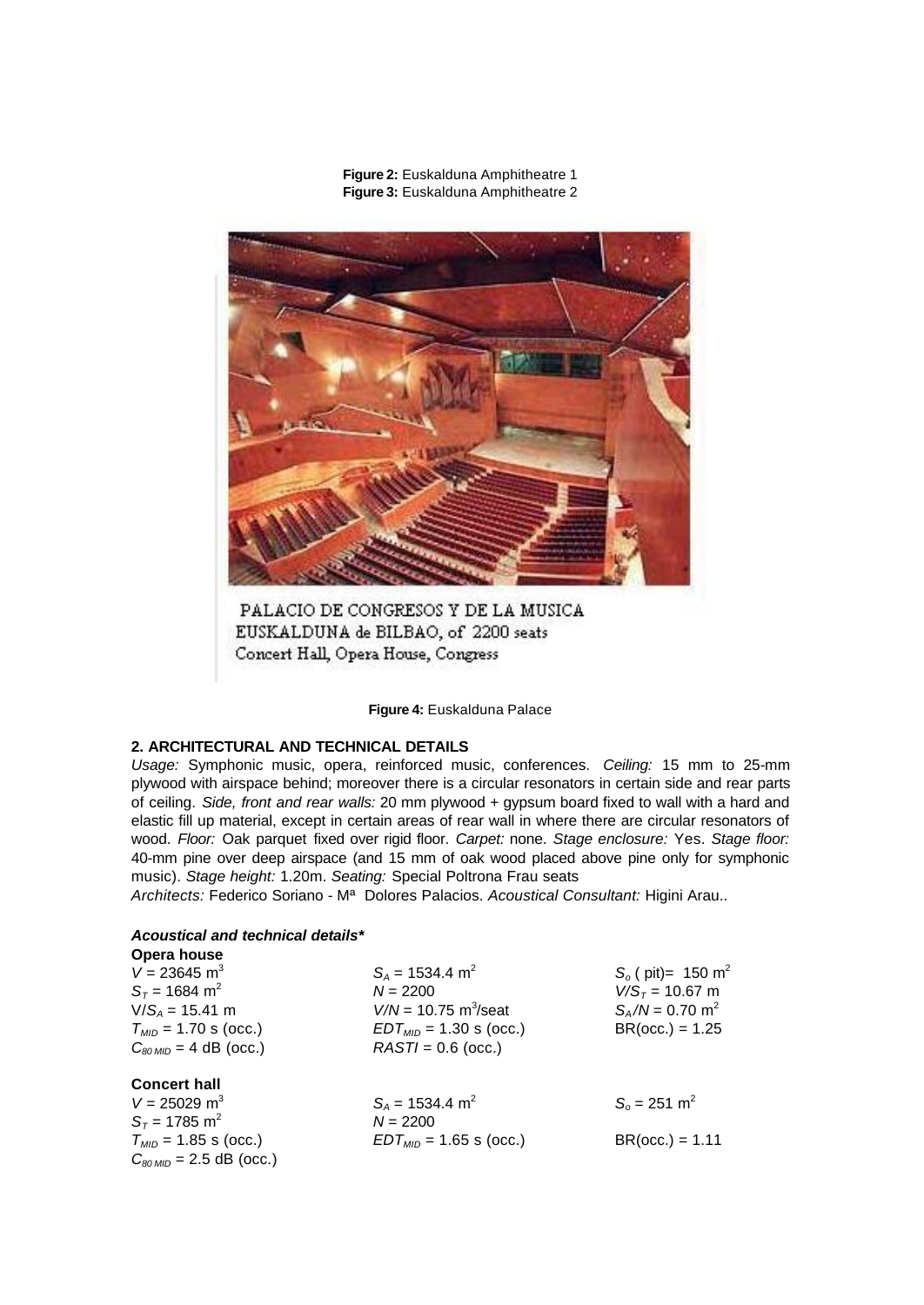**Figure 2:** Euskalduna Amphitheatre 1
**Figure 3:** Euskalduna Amphitheatre 2

**Figure 4:** Euskalduna Palace

## 2. ARCHITECTURAL AND TECHNICAL DETAILS

*Usage:* Symphonic music, opera, reinforced music, conferences. *Ceiling:* 15 mm to 25-mm plywood with airspace behind; moreover there is a circular resonators in certain side and rear parts of ceiling. *Side, front and rear walls:* 20 mm plywood + gypsum board fixed to wall with a hard and elastic fill up material, except in certain areas of rear wall in where there are circular resonators of wood. *Floor:* Oak parquet fixed over rigid floor. *Carpet:* none. *Stage enclosure:* Yes. *Stage floor:* 40-mm pine over deep airspace (and 15 mm of oak wood placed above pine only for symphonic music). *Stage height:* 1.20m. *Seating:* Special Poltrona Frau seats

*Architects:* Federico Soriano - Mª Dolores Palacios. *Acoustical Consultant:* Higini Arau..

### *Acoustical and technical details\**

**Opera house**

| | | |
|---|---|---|
| $V$ = 23645 m$^3$ | $S_A$ = 1534.4 m$^2$ | $S_o$ ( pit)= 150 m$^2$ |
| $S_T$ = 1684 m$^2$ | $N$ = 2200 | $V/S_T$ = 10.67 m |
| $V/S_A$ = 15.41 m | $V/N$ = 10.75 m$^3$/seat | $S_A/N$ = 0.70 m$^2$ |
| $T_{MID}$ = 1.70 s (occ.) | $EDT_{MID}$ = 1.30 s (occ.) | BR(occ.) = 1.25 |
| $C_{80\,MID}$ = 4 dB (occ.) | $RASTI$ = 0.6 (occ.) | |

**Concert hall**

| | | |
|---|---|---|
| $V$ = 25029 m$^3$ | $S_A$ = 1534.4 m$^2$ | $S_o$ = 251 m$^2$ |
| $S_T$ = 1785 m$^2$ | $N$ = 2200 | |
| $T_{MID}$ = 1.85 s (occ.) | $EDT_{MID}$ = 1.65 s (occ.) | BR(occ.) = 1.11 |
| $C_{80\,MID}$ = 2.5 dB (occ.) | | |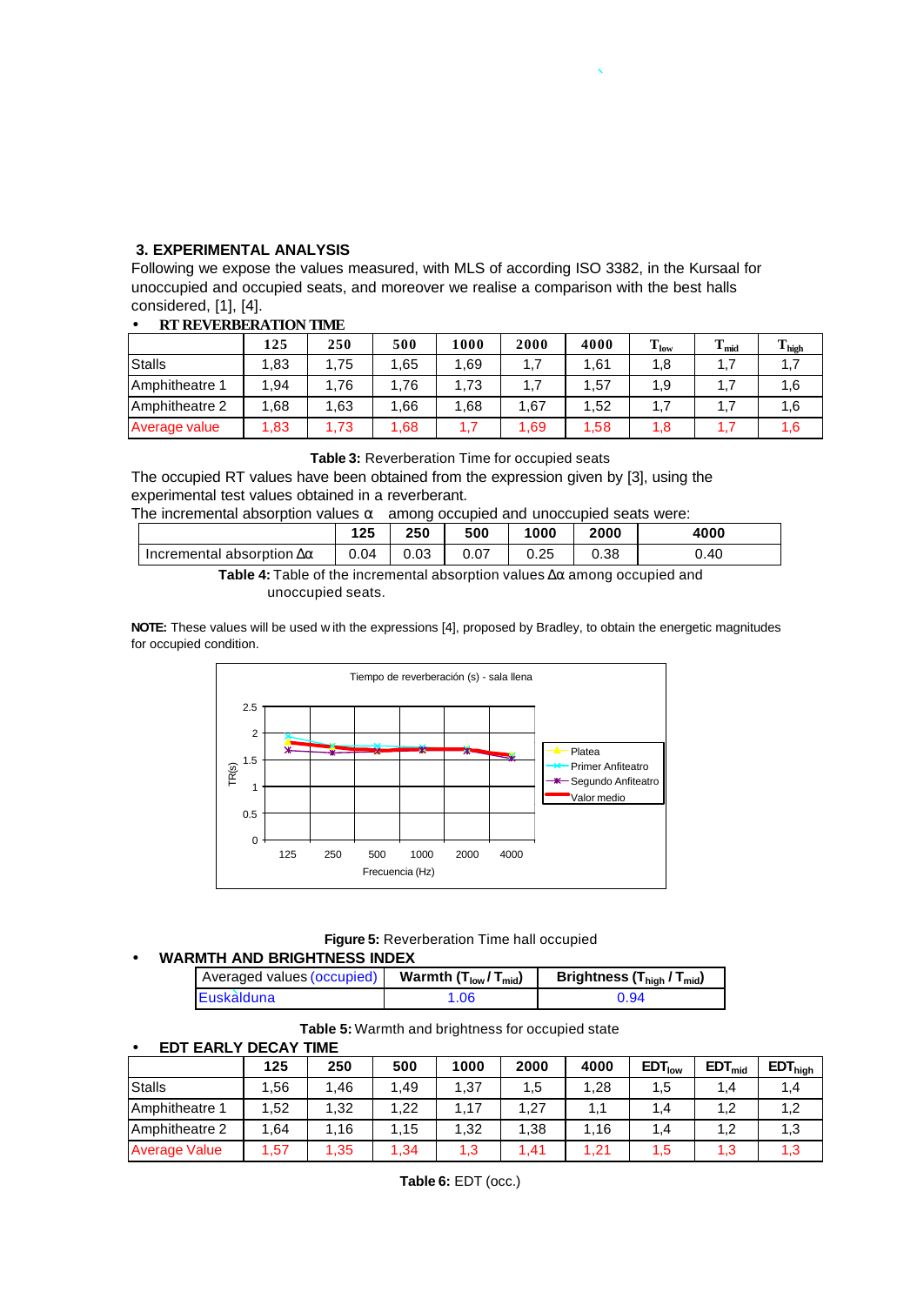## 3. EXPERIMENTAL ANALYSIS

Following we expose the values measured, with MLS of according ISO 3382, in the Kursaal for unoccupied and occupied seats, and moreover we realise a comparison with the best halls considered, [1], [4].

- **RT REVERBERATION TIME**

| | 125 | 250 | 500 | 1000 | 2000 | 4000 | $T_{low}$ | $T_{mid}$ | $T_{high}$ |
|---|---|---|---|---|---|---|---|---|---|
| Stalls | 1,83 | 1,75 | 1,65 | 1,69 | 1,7 | 1,61 | 1,8 | 1,7 | 1,7 |
| Amphitheatre 1 | 1,94 | 1,76 | 1,76 | 1,73 | 1,7 | 1,57 | 1,9 | 1,7 | 1,6 |
| Amphitheatre 2 | 1,68 | 1,63 | 1,66 | 1,68 | 1,67 | 1,52 | 1,7 | 1,7 | 1,6 |
| Average value | 1,83 | 1,73 | 1,68 | 1,7 | 1,69 | 1,58 | 1,8 | 1,7 | 1,6 |

**Table 3:** Reverberation Time for occupied seats

The occupied RT values have been obtained from the expression given by [3], using the experimental test values obtained in a reverberant.

The incremental absorption values α among occupied and unoccupied seats were:

| | 125 | 250 | 500 | 1000 | 2000 | 4000 |
|---|---|---|---|---|---|---|
| Incremental absorption Δα | 0.04 | 0.03 | 0.07 | 0.25 | 0.38 | 0.40 |

**Table 4:** Table of the incremental absorption values Δα among occupied and unoccupied seats.

**NOTE:** These values will be used with the expressions [4], proposed by Bradley, to obtain the energetic magnitudes for occupied condition.

Tiempo de reverberación (s) - sala llena

**Figure 5:** Reverberation Time hall occupied

- **WARMTH AND BRIGHTNESS INDEX**

| Averaged values (occupied) | Warmth ($T_{low}$ / $T_{mid}$) | Brightness ($T_{high}$ / $T_{mid}$) |
|---|---|---|
| Euskalduna | 1.06 | 0.94 |

**Table 5:** Warmth and brightness for occupied state

- **EDT EARLY DECAY TIME**

| | 125 | 250 | 500 | 1000 | 2000 | 4000 | $EDT_{low}$ | $EDT_{mid}$ | $EDT_{high}$ |
|---|---|---|---|---|---|---|---|---|---|
| Stalls | 1,56 | 1,46 | 1,49 | 1,37 | 1,5 | 1,28 | 1,5 | 1,4 | 1,4 |
| Amphitheatre 1 | 1,52 | 1,32 | 1,22 | 1,17 | 1,27 | 1,1 | 1,4 | 1,2 | 1,2 |
| Amphitheatre 2 | 1,64 | 1,16 | 1,15 | 1,32 | 1,38 | 1,16 | 1,4 | 1,2 | 1,3 |
| Average Value | 1,57 | 1,35 | 1,34 | 1,3 | 1,41 | 1,21 | 1,5 | 1,3 | 1,3 |

**Table 6:** EDT (occ.)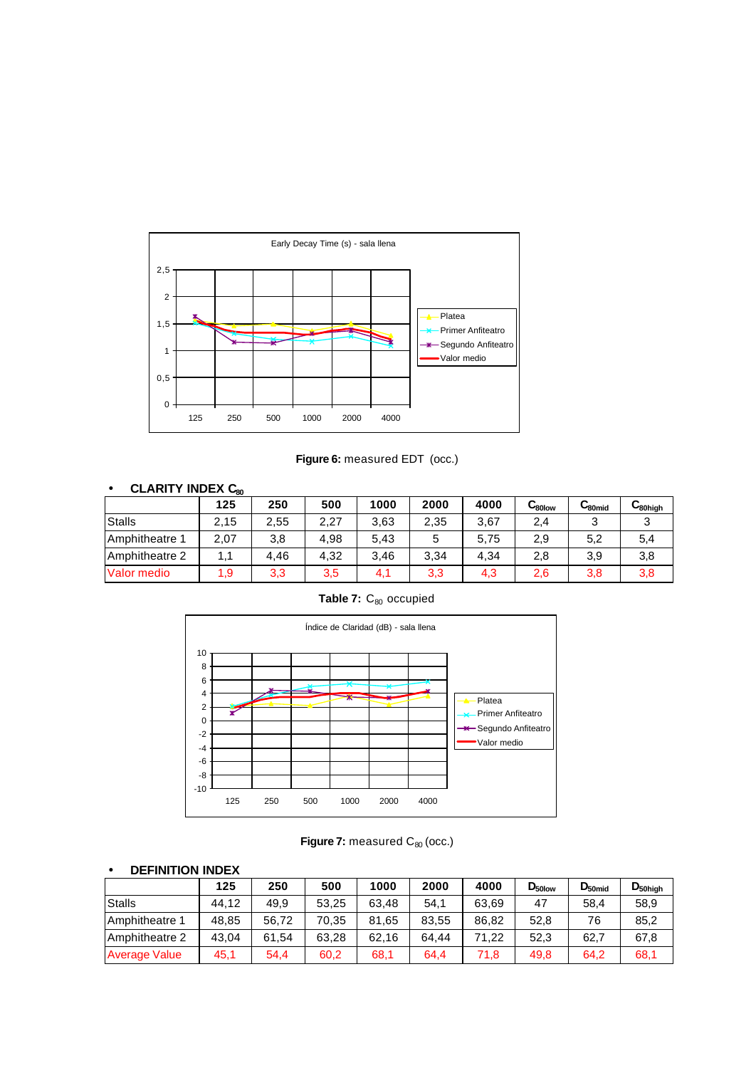Early Decay Time (s) - sala llena

**Figure 6:** measured EDT (occ.)

- **CLARITY INDEX $C_{80}$**

| | 125 | 250 | 500 | 1000 | 2000 | 4000 | $C_{80low}$ | $C_{80mid}$ | $C_{80high}$ |
|---|---|---|---|---|---|---|---|---|---|
| Stalls | 2,15 | 2,55 | 2,27 | 3,63 | 2,35 | 3,67 | 2,4 | 3 | 3 |
| Amphitheatre 1 | 2,07 | 3,8 | 4,98 | 5,43 | 5 | 5,75 | 2,9 | 5,2 | 5,4 |
| Amphitheatre 2 | 1,1 | 4,46 | 4,32 | 3,46 | 3,34 | 4,34 | 2,8 | 3,9 | 3,8 |
| Valor medio | 1,9 | 3,3 | 3,5 | 4,1 | 3,3 | 4,3 | 2,6 | 3,8 | 3,8 |

**Table 7:** $C_{80}$ occupied

Índice de Claridad (dB) - sala llena

**Figure 7:** measured $C_{80}$ (occ.)

- **DEFINITION INDEX**

| | 125 | 250 | 500 | 1000 | 2000 | 4000 | $D_{50low}$ | $D_{50mid}$ | $D_{50high}$ |
|---|---|---|---|---|---|---|---|---|---|
| Stalls | 44,12 | 49,9 | 53,25 | 63,48 | 54,1 | 63,69 | 47 | 58,4 | 58,9 |
| Amphitheatre 1 | 48,85 | 56,72 | 70,35 | 81,65 | 83,55 | 86,82 | 52,8 | 76 | 85,2 |
| Amphitheatre 2 | 43,04 | 61,54 | 63,28 | 62,16 | 64,44 | 71,22 | 52,3 | 62,7 | 67,8 |
| Average Value | 45,1 | 54,4 | 60,2 | 68,1 | 64,4 | 71,8 | 49,8 | 64,2 | 68,1 |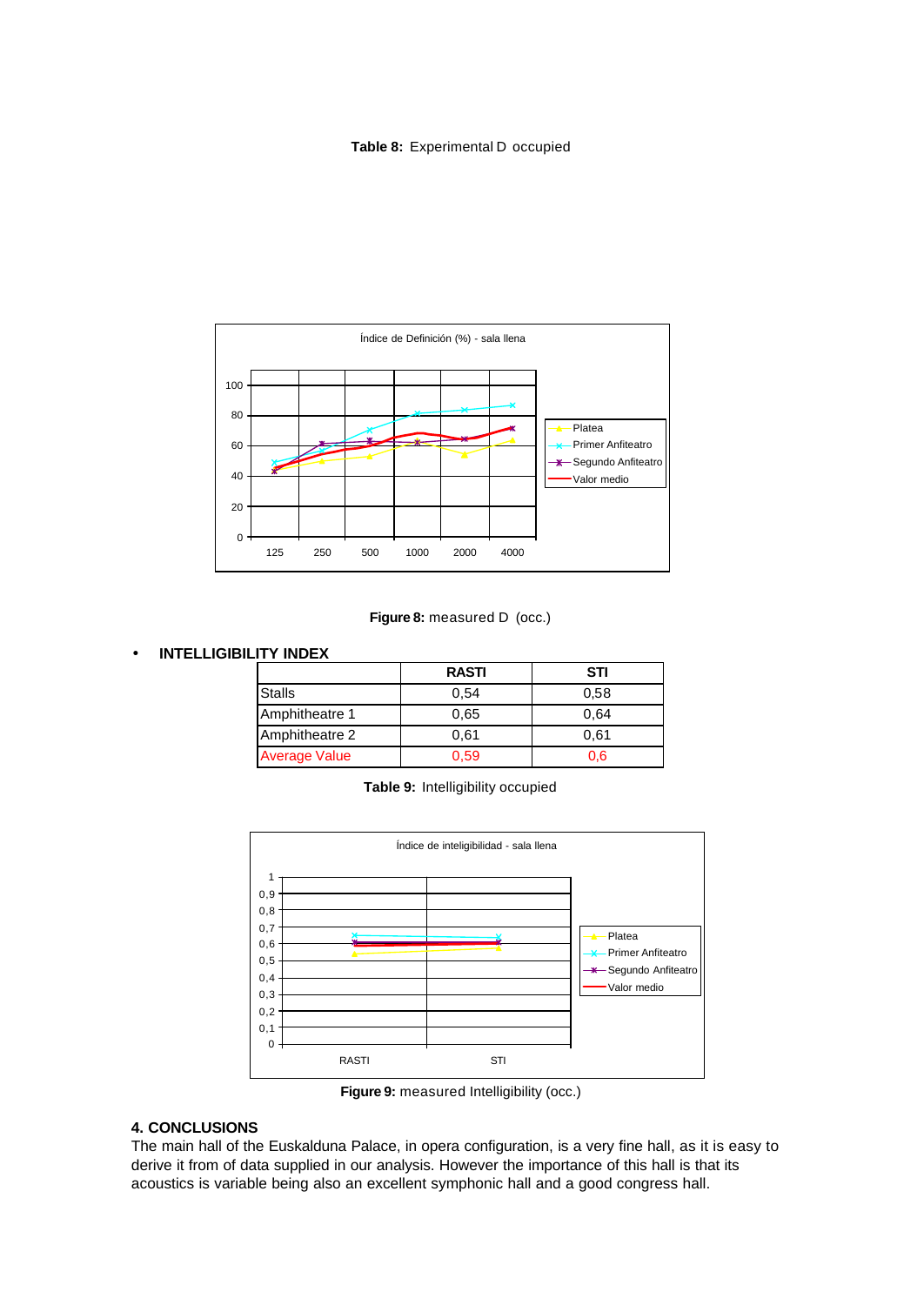**Table 8:** Experimental D occupied

**Figure 8:** measured D (occ.)

- **INTELLIGIBILITY INDEX**

| | RASTI | STI |
|---|---|---|
| Stalls | 0,54 | 0,58 |
| Amphitheatre 1 | 0,65 | 0,64 |
| Amphitheatre 2 | 0,61 | 0,61 |
| Average Value | 0,59 | 0,6 |

**Table 9:** Intelligibility occupied

**Figure 9:** measured Intelligibility (occ.)

### 4. CONCLUSIONS

The main hall of the Euskalduna Palace, in opera configuration, is a very fine hall, as it is easy to derive it from of data supplied in our analysis. However the importance of this hall is that its acoustics is variable being also an excellent symphonic hall and a good congress hall.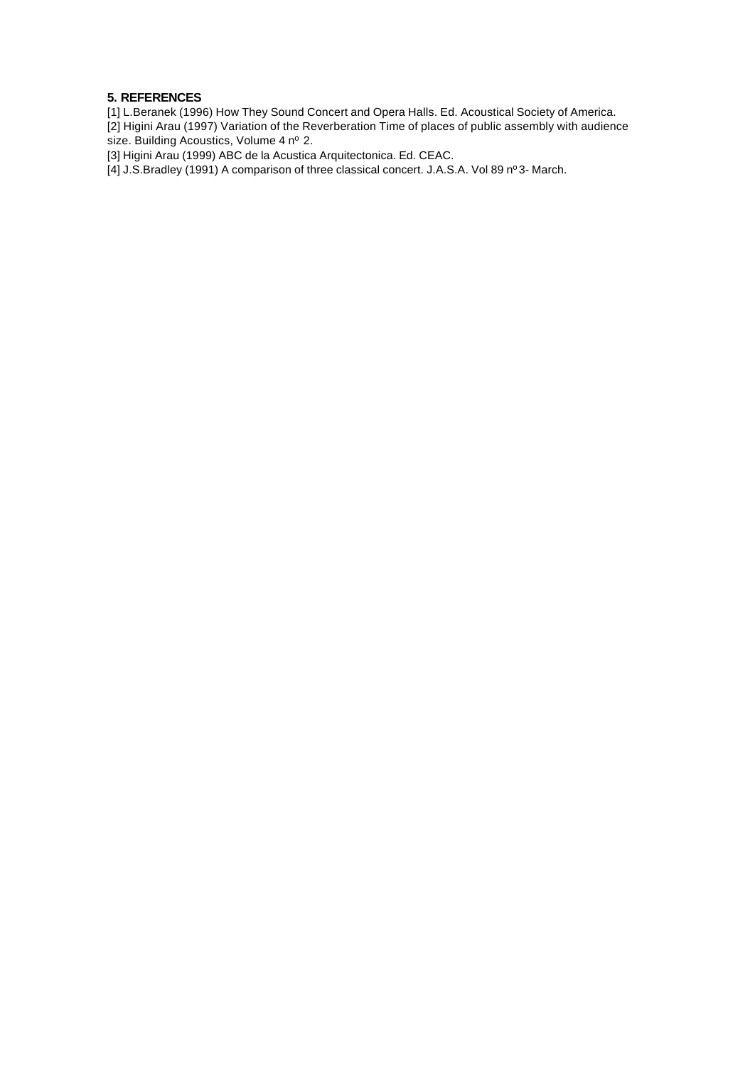### 5. REFERENCES

[1] L.Beranek (1996) How They Sound Concert and Opera Halls. Ed. Acoustical Society of America.

[2] Higini Arau (1997) Variation of the Reverberation Time of places of public assembly with audience size. Building Acoustics, Volume 4 nº 2.

[3] Higini Arau (1999) ABC de la Acustica Arquitectonica. Ed. CEAC.

[4] J.S.Bradley (1991) A comparison of three classical concert. J.A.S.A. Vol 89 nº3- March.